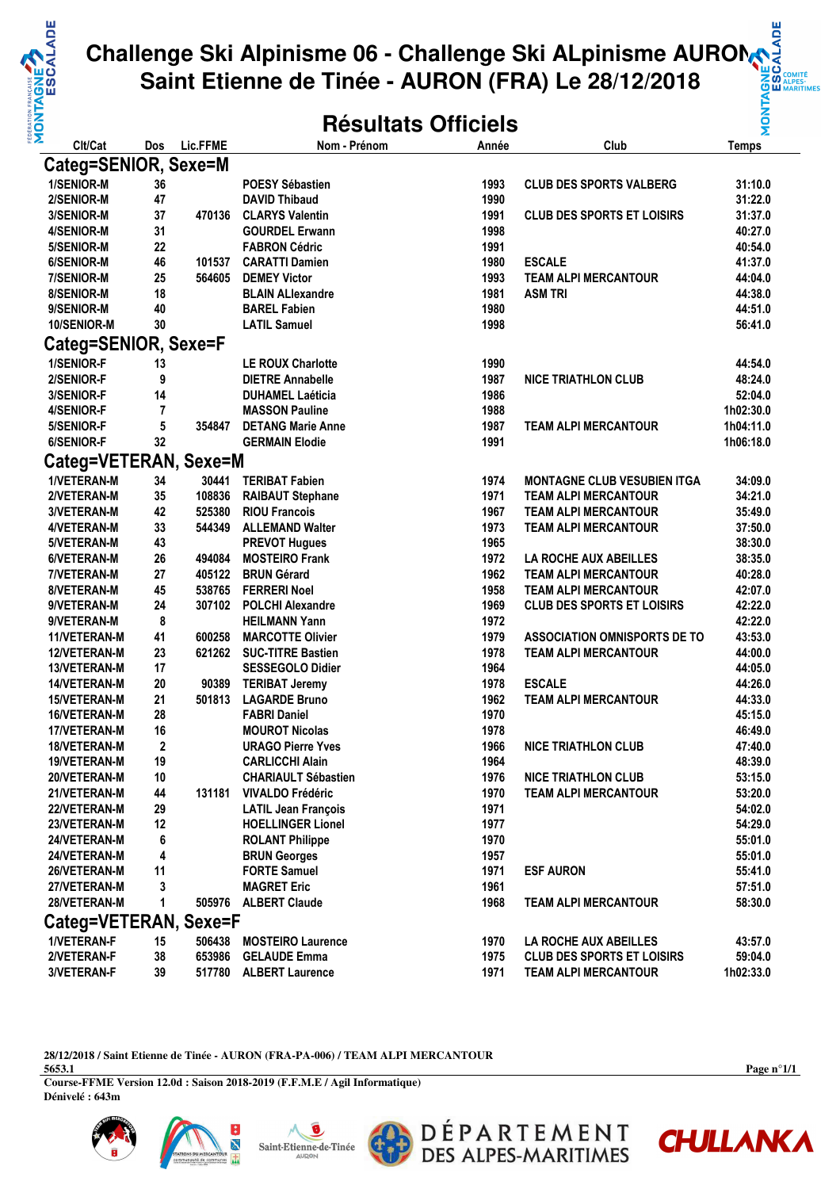# Challenge Ski Alpinisme 06 - Challenge Ski ALpinisme AURON
# Saint Etienne de Tinée - AURON (FRA) Le 28/12/2018

## Résultats Officiels

| Clt/Cat | Dos | Lic.FFME | Nom - Prénom | Année | Club | Temps |
|---|---|---|---|---|---|---|
| **Categ=SENIOR, Sexe=M** | | | | | | |
| 1/SENIOR-M | 36 | | POESY Sébastien | 1993 | CLUB DES SPORTS VALBERG | 31:10.0 |
| 2/SENIOR-M | 47 | | DAVID Thibaud | 1990 | | 31:22.0 |
| 3/SENIOR-M | 37 | 470136 | CLARYS Valentin | 1991 | CLUB DES SPORTS ET LOISIRS | 31:37.0 |
| 4/SENIOR-M | 31 | | GOURDEL Erwann | 1998 | | 40:27.0 |
| 5/SENIOR-M | 22 | | FABRON Cédric | 1991 | | 40:54.0 |
| 6/SENIOR-M | 46 | 101537 | CARATTI Damien | 1980 | ESCALE | 41:37.0 |
| 7/SENIOR-M | 25 | 564605 | DEMEY Victor | 1993 | TEAM ALPI MERCANTOUR | 44:04.0 |
| 8/SENIOR-M | 18 | | BLAIN ALlexandre | 1981 | ASM TRI | 44:38.0 |
| 9/SENIOR-M | 40 | | BAREL Fabien | 1980 | | 44:51.0 |
| 10/SENIOR-M | 30 | | LATIL Samuel | 1998 | | 56:41.0 |
| **Categ=SENIOR, Sexe=F** | | | | | | |
| 1/SENIOR-F | 13 | | LE ROUX Charlotte | 1990 | | 44:54.0 |
| 2/SENIOR-F | 9 | | DIETRE Annabelle | 1987 | NICE TRIATHLON CLUB | 48:24.0 |
| 3/SENIOR-F | 14 | | DUHAMEL Laéticia | 1986 | | 52:04.0 |
| 4/SENIOR-F | 7 | | MASSON Pauline | 1988 | | 1h02:30.0 |
| 5/SENIOR-F | 5 | 354847 | DETANG Marie Anne | 1987 | TEAM ALPI MERCANTOUR | 1h04:11.0 |
| 6/SENIOR-F | 32 | | GERMAIN Elodie | 1991 | | 1h06:18.0 |
| **Categ=VETERAN, Sexe=M** | | | | | | |
| 1/VETERAN-M | 34 | 30441 | TERIBAT Fabien | 1974 | MONTAGNE CLUB VESUBIEN ITGA | 34:09.0 |
| 2/VETERAN-M | 35 | 108836 | RAIBAUT Stephane | 1971 | TEAM ALPI MERCANTOUR | 34:21.0 |
| 3/VETERAN-M | 42 | 525380 | RIOU Francois | 1967 | TEAM ALPI MERCANTOUR | 35:49.0 |
| 4/VETERAN-M | 33 | 544349 | ALLEMAND Walter | 1973 | TEAM ALPI MERCANTOUR | 37:50.0 |
| 5/VETERAN-M | 43 | | PREVOT Hugues | 1965 | | 38:30.0 |
| 6/VETERAN-M | 26 | 494084 | MOSTEIRO Frank | 1972 | LA ROCHE AUX ABEILLES | 38:35.0 |
| 7/VETERAN-M | 27 | 405122 | BRUN Gérard | 1962 | TEAM ALPI MERCANTOUR | 40:28.0 |
| 8/VETERAN-M | 45 | 538765 | FERRERI Noel | 1958 | TEAM ALPI MERCANTOUR | 42:07.0 |
| 9/VETERAN-M | 24 | 307102 | POLCHI Alexandre | 1969 | CLUB DES SPORTS ET LOISIRS | 42:22.0 |
| 9/VETERAN-M | 8 | | HEILMANN Yann | 1972 | | 42:22.0 |
| 11/VETERAN-M | 41 | 600258 | MARCOTTE Olivier | 1979 | ASSOCIATION OMNISPORTS DE TO | 43:53.0 |
| 12/VETERAN-M | 23 | 621262 | SUC-TITRE Bastien | 1978 | TEAM ALPI MERCANTOUR | 44:00.0 |
| 13/VETERAN-M | 17 | | SESSEGOLO Didier | 1964 | | 44:05.0 |
| 14/VETERAN-M | 20 | 90389 | TERIBAT Jeremy | 1978 | ESCALE | 44:26.0 |
| 15/VETERAN-M | 21 | 501813 | LAGARDE Bruno | 1962 | TEAM ALPI MERCANTOUR | 44:33.0 |
| 16/VETERAN-M | 28 | | FABRI Daniel | 1970 | | 45:15.0 |
| 17/VETERAN-M | 16 | | MOUROT Nicolas | 1978 | | 46:49.0 |
| 18/VETERAN-M | 2 | | URAGO Pierre Yves | 1966 | NICE TRIATHLON CLUB | 47:40.0 |
| 19/VETERAN-M | 19 | | CARLICCHI Alain | 1964 | | 48:39.0 |
| 20/VETERAN-M | 10 | | CHARIAULT Sébastien | 1976 | NICE TRIATHLON CLUB | 53:15.0 |
| 21/VETERAN-M | 44 | 131181 | VIVALDO Frédéric | 1970 | TEAM ALPI MERCANTOUR | 53:20.0 |
| 22/VETERAN-M | 29 | | LATIL Jean François | 1971 | | 54:02.0 |
| 23/VETERAN-M | 12 | | HOELLINGER Lionel | 1977 | | 54:29.0 |
| 24/VETERAN-M | 6 | | ROLANT Philippe | 1970 | | 55:01.0 |
| 24/VETERAN-M | 4 | | BRUN Georges | 1957 | | 55:01.0 |
| 26/VETERAN-M | 11 | | FORTE Samuel | 1971 | ESF AURON | 55:41.0 |
| 27/VETERAN-M | 3 | | MAGRET Eric | 1961 | | 57:51.0 |
| 28/VETERAN-M | 1 | 505976 | ALBERT Claude | 1968 | TEAM ALPI MERCANTOUR | 58:30.0 |
| **Categ=VETERAN, Sexe=F** | | | | | | |
| 1/VETERAN-F | 15 | 506438 | MOSTEIRO Laurence | 1970 | LA ROCHE AUX ABEILLES | 43:57.0 |
| 2/VETERAN-F | 38 | 653986 | GELAUDE Emma | 1975 | CLUB DES SPORTS ET LOISIRS | 59:04.0 |
| 3/VETERAN-F | 39 | 517780 | ALBERT Laurence | 1971 | TEAM ALPI MERCANTOUR | 1h02:33.0 |

**28/12/2018 / Saint Etienne de Tinée - AURON (FRA-PA-006) / TEAM ALPI MERCANTOUR**
**5653.1**
**Course-FFME Version 12.0d : Saison 2018-2019 (F.F.M.E / Agil Informatique)**
**Dénivelé : 643m**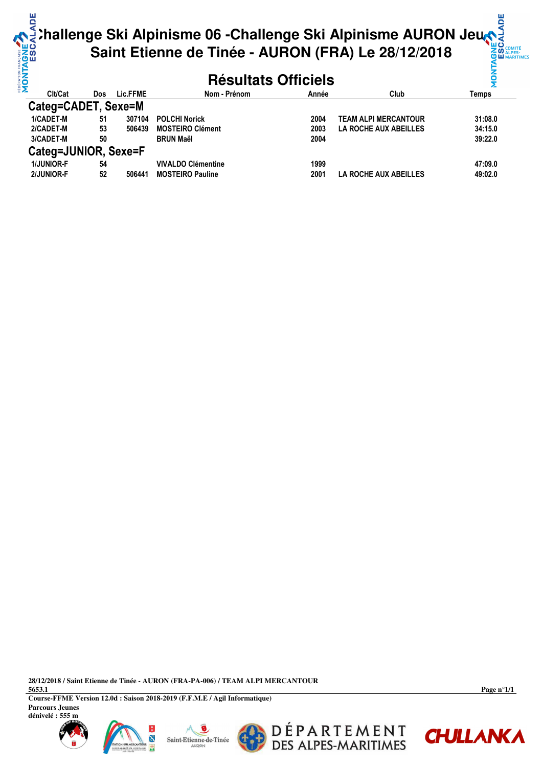# Challenge Ski Alpinisme 06 -Challenge Ski Alpinisme AURON Jeu

## Saint Etienne de Tinée - AURON (FRA) Le 28/12/2018

## Résultats Officiels

| Clt/Cat | Dos | Lic.FFME | Nom - Prénom | Année | Club | Temps |
|---|---|---|---|---|---|---|
| **Categ=CADET, Sexe=M** | | | | | | |
| 1/CADET-M | 51 | 307104 | POLCHI Norick | 2004 | TEAM ALPI MERCANTOUR | 31:08.0 |
| 2/CADET-M | 53 | 506439 | MOSTEIRO Clément | 2003 | LA ROCHE AUX ABEILLES | 34:15.0 |
| 3/CADET-M | 50 | | BRUN Maël | 2004 | | 39:22.0 |
| **Categ=JUNIOR, Sexe=F** | | | | | | |
| 1/JUNIOR-F | 54 | | VIVALDO Clémentine | 1999 | | 47:09.0 |
| 2/JUNIOR-F | 52 | 506441 | MOSTEIRO Pauline | 2001 | LA ROCHE AUX ABEILLES | 49:02.0 |

28/12/2018 / Saint Etienne de Tinée - AURON (FRA-PA-006) / TEAM ALPI MERCANTOUR
5653.1
Course-FFME Version 12.0d : Saison 2018-2019 (F.F.M.E / Agil Informatique)
Parcours Jeunes
dénivelé : 555 m